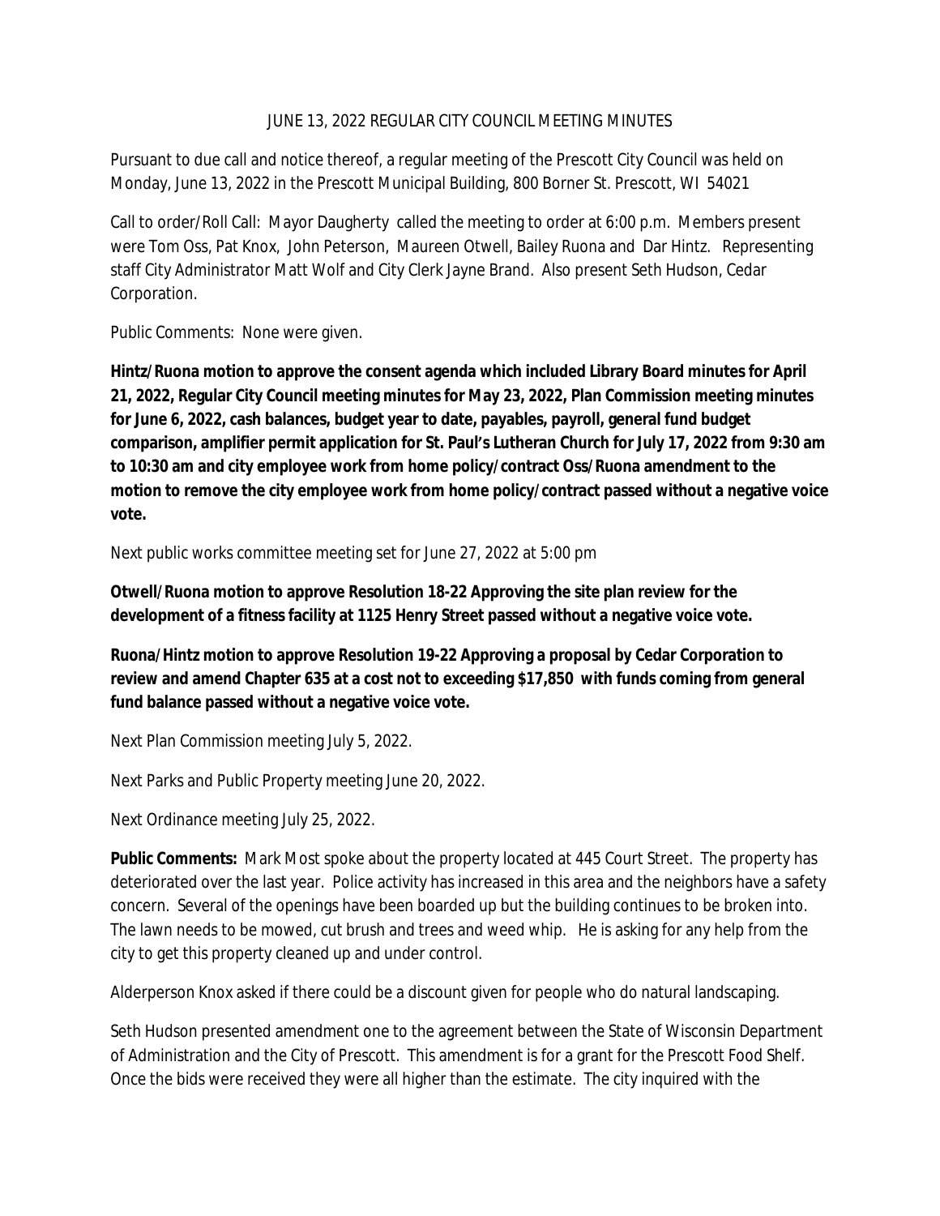JUNE 13, 2022 REGULAR CITY COUNCIL MEETING MINUTES

Pursuant to due call and notice thereof, a regular meeting of the Prescott City Council was held on Monday, June 13, 2022 in the Prescott Municipal Building, 800 Borner St. Prescott, WI 54021

Call to order/Roll Call: Mayor Daugherty called the meeting to order at 6:00 p.m. Members present were Tom Oss, Pat Knox, John Peterson, Maureen Otwell, Bailey Ruona and Dar Hintz. Representing staff City Administrator Matt Wolf and City Clerk Jayne Brand. Also present Seth Hudson, Cedar Corporation.

Public Comments: None were given.

**Hintz/Ruona motion to approve the consent agenda which included Library Board minutes for April 21, 2022, Regular City Council meeting minutes for May 23, 2022, Plan Commission meeting minutes for June 6, 2022, cash balances, budget year to date, payables, payroll, general fund budget comparison, amplifier permit application for St. Paul's Lutheran Church for July 17, 2022 from 9:30 am to 10:30 am and city employee work from home policy/contract Oss/Ruona amendment to the motion to remove the city employee work from home policy/contract passed without a negative voice vote.**

Next public works committee meeting set for June 27, 2022 at 5:00 pm

**Otwell/Ruona motion to approve Resolution 18-22 Approving the site plan review for the development of a fitness facility at 1125 Henry Street passed without a negative voice vote.**

**Ruona/Hintz motion to approve Resolution 19-22 Approving a proposal by Cedar Corporation to review and amend Chapter 635 at a cost not to exceeding $17,850 with funds coming from general fund balance passed without a negative voice vote.**

Next Plan Commission meeting July 5, 2022.

Next Parks and Public Property meeting June 20, 2022.

Next Ordinance meeting July 25, 2022.

**Public Comments:** Mark Most spoke about the property located at 445 Court Street. The property has deteriorated over the last year. Police activity has increased in this area and the neighbors have a safety concern. Several of the openings have been boarded up but the building continues to be broken into. The lawn needs to be mowed, cut brush and trees and weed whip. He is asking for any help from the city to get this property cleaned up and under control.

Alderperson Knox asked if there could be a discount given for people who do natural landscaping.

Seth Hudson presented amendment one to the agreement between the State of Wisconsin Department of Administration and the City of Prescott. This amendment is for a grant for the Prescott Food Shelf. Once the bids were received they were all higher than the estimate. The city inquired with the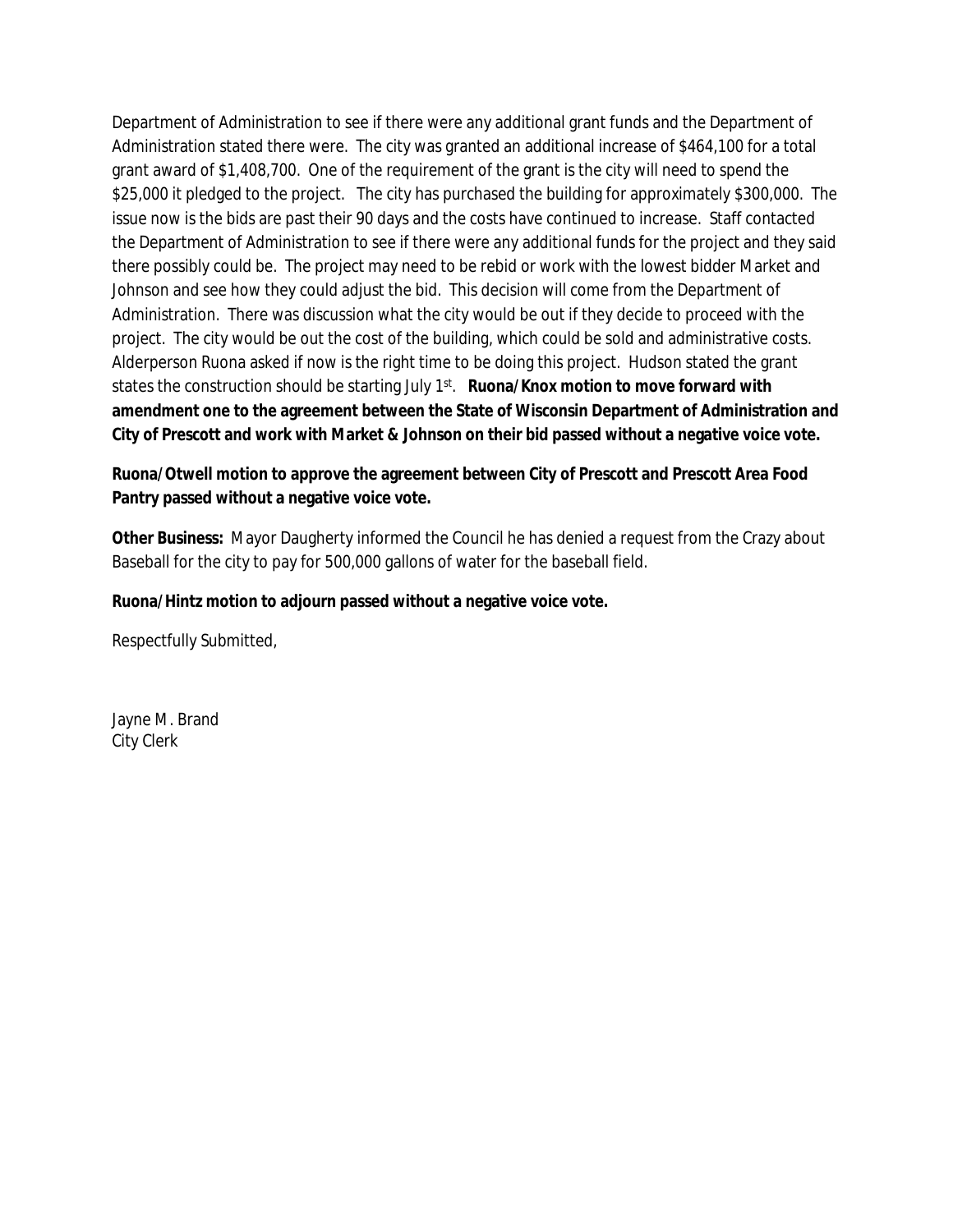Department of Administration to see if there were any additional grant funds and the Department of Administration stated there were. The city was granted an additional increase of $464,100 for a total grant award of $1,408,700. One of the requirement of the grant is the city will need to spend the $25,000 it pledged to the project. The city has purchased the building for approximately $300,000. The issue now is the bids are past their 90 days and the costs have continued to increase. Staff contacted the Department of Administration to see if there were any additional funds for the project and they said there possibly could be. The project may need to be rebid or work with the lowest bidder Market and Johnson and see how they could adjust the bid. This decision will come from the Department of Administration. There was discussion what the city would be out if they decide to proceed with the project. The city would be out the cost of the building, which could be sold and administrative costs. Alderperson Ruona asked if now is the right time to be doing this project. Hudson stated the grant states the construction should be starting July 1st. **Ruona/Knox motion to move forward with amendment one to the agreement between the State of Wisconsin Department of Administration and City of Prescott and work with Market & Johnson on their bid passed without a negative voice vote.**

**Ruona/Otwell motion to approve the agreement between City of Prescott and Prescott Area Food Pantry passed without a negative voice vote.**

**Other Business:** Mayor Daugherty informed the Council he has denied a request from the Crazy about Baseball for the city to pay for 500,000 gallons of water for the baseball field.

**Ruona/Hintz motion to adjourn passed without a negative voice vote.**

Respectfully Submitted,

Jayne M. Brand
City Clerk